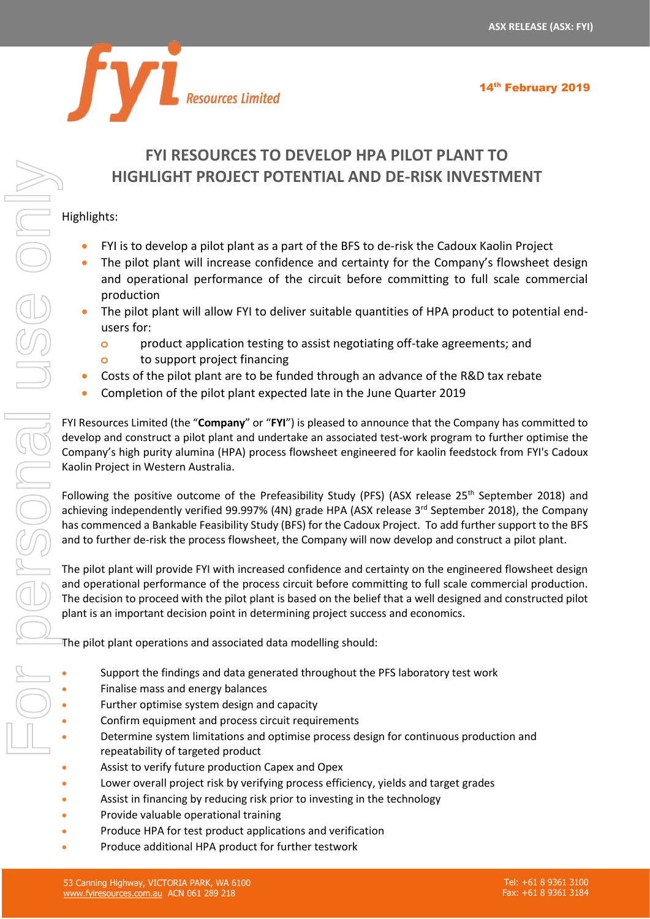ASX RELEASE (ASX: FYI)

14th February 2019

# FYI RESOURCES TO DEVELOP HPA PILOT PLANT TO HIGHLIGHT PROJECT POTENTIAL AND DE-RISK INVESTMENT

Highlights:

- FYI is to develop a pilot plant as a part of the BFS to de-risk the Cadoux Kaolin Project
- The pilot plant will increase confidence and certainty for the Company's flowsheet design and operational performance of the circuit before committing to full scale commercial production
- The pilot plant will allow FYI to deliver suitable quantities of HPA product to potential end-users for:
  - product application testing to assist negotiating off-take agreements; and
  - to support project financing
- Costs of the pilot plant are to be funded through an advance of the R&D tax rebate
- Completion of the pilot plant expected late in the June Quarter 2019

FYI Resources Limited (the "**Company**" or "**FYI**") is pleased to announce that the Company has committed to develop and construct a pilot plant and undertake an associated test-work program to further optimise the Company's high purity alumina (HPA) process flowsheet engineered for kaolin feedstock from FYI's Cadoux Kaolin Project in Western Australia.

Following the positive outcome of the Prefeasibility Study (PFS) (ASX release 25th September 2018) and achieving independently verified 99.997% (4N) grade HPA (ASX release 3rd September 2018), the Company has commenced a Bankable Feasibility Study (BFS) for the Cadoux Project. To add further support to the BFS and to further de-risk the process flowsheet, the Company will now develop and construct a pilot plant.

The pilot plant will provide FYI with increased confidence and certainty on the engineered flowsheet design and operational performance of the process circuit before committing to full scale commercial production. The decision to proceed with the pilot plant is based on the belief that a well designed and constructed pilot plant is an important decision point in determining project success and economics.

The pilot plant operations and associated data modelling should:

- Support the findings and data generated throughout the PFS laboratory test work
- Finalise mass and energy balances
- Further optimise system design and capacity
- Confirm equipment and process circuit requirements
- Determine system limitations and optimise process design for continuous production and repeatability of targeted product
- Assist to verify future production Capex and Opex
- Lower overall project risk by verifying process efficiency, yields and target grades
- Assist in financing by reducing risk prior to investing in the technology
- Provide valuable operational training
- Produce HPA for test product applications and verification
- Produce additional HPA product for further testwork

53 Canning Highway, VICTORIA PARK, WA 6100
www.fyiresources.com.au ACN 061 289 218

Tel: +61 8 9361 3100
Fax: +61 8 9361 3184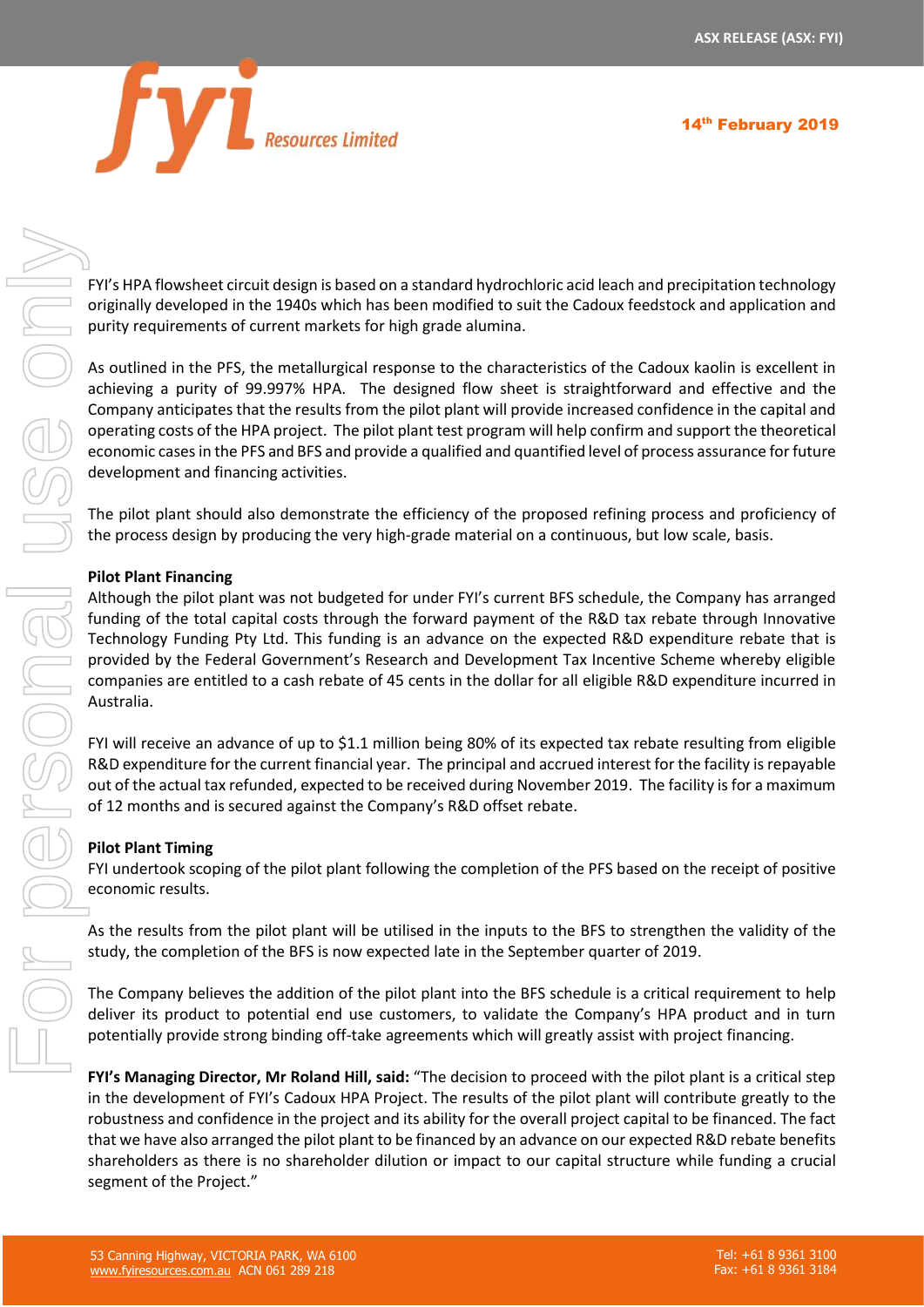FYI's HPA flowsheet circuit design is based on a standard hydrochloric acid leach and precipitation technology originally developed in the 1940s which has been modified to suit the Cadoux feedstock and application and purity requirements of current markets for high grade alumina.

As outlined in the PFS, the metallurgical response to the characteristics of the Cadoux kaolin is excellent in achieving a purity of 99.997% HPA. The designed flow sheet is straightforward and effective and the Company anticipates that the results from the pilot plant will provide increased confidence in the capital and operating costs of the HPA project. The pilot plant test program will help confirm and support the theoretical economic cases in the PFS and BFS and provide a qualified and quantified level of process assurance for future development and financing activities.

The pilot plant should also demonstrate the efficiency of the proposed refining process and proficiency of the process design by producing the very high-grade material on a continuous, but low scale, basis.

**Pilot Plant Financing**

Although the pilot plant was not budgeted for under FYI's current BFS schedule, the Company has arranged funding of the total capital costs through the forward payment of the R&D tax rebate through Innovative Technology Funding Pty Ltd. This funding is an advance on the expected R&D expenditure rebate that is provided by the Federal Government's Research and Development Tax Incentive Scheme whereby eligible companies are entitled to a cash rebate of 45 cents in the dollar for all eligible R&D expenditure incurred in Australia.

FYI will receive an advance of up to $1.1 million being 80% of its expected tax rebate resulting from eligible R&D expenditure for the current financial year. The principal and accrued interest for the facility is repayable out of the actual tax refunded, expected to be received during November 2019. The facility is for a maximum of 12 months and is secured against the Company's R&D offset rebate.

**Pilot Plant Timing**

FYI undertook scoping of the pilot plant following the completion of the PFS based on the receipt of positive economic results.

As the results from the pilot plant will be utilised in the inputs to the BFS to strengthen the validity of the study, the completion of the BFS is now expected late in the September quarter of 2019.

The Company believes the addition of the pilot plant into the BFS schedule is a critical requirement to help deliver its product to potential end use customers, to validate the Company's HPA product and in turn potentially provide strong binding off-take agreements which will greatly assist with project financing.

**FYI's Managing Director, Mr Roland Hill, said:** "The decision to proceed with the pilot plant is a critical step in the development of FYI's Cadoux HPA Project. The results of the pilot plant will contribute greatly to the robustness and confidence in the project and its ability for the overall project capital to be financed. The fact that we have also arranged the pilot plant to be financed by an advance on our expected R&D rebate benefits shareholders as there is no shareholder dilution or impact to our capital structure while funding a crucial segment of the Project."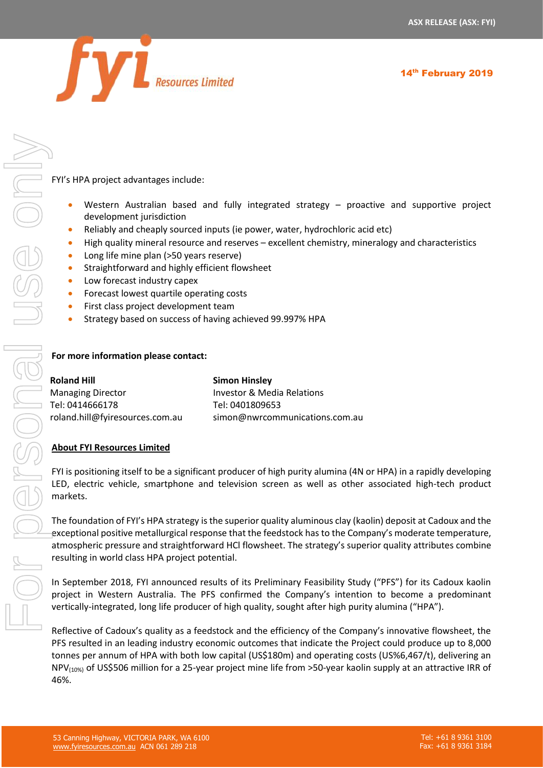FYI's HPA project advantages include:

- Western Australian based and fully integrated strategy – proactive and supportive project development jurisdiction
- Reliably and cheaply sourced inputs (ie power, water, hydrochloric acid etc)
- High quality mineral resource and reserves – excellent chemistry, mineralogy and characteristics
- Long life mine plan (>50 years reserve)
- Straightforward and highly efficient flowsheet
- Low forecast industry capex
- Forecast lowest quartile operating costs
- First class project development team
- Strategy based on success of having achieved 99.997% HPA

**For more information please contact:**

| **Roland Hill** | **Simon Hinsley** |
|---|---|
| Managing Director | Investor & Media Relations |
| Tel: 0414666178 | Tel: 0401809653 |
| roland.hill@fyiresources.com.au | simon@nwrcommunications.com.au |

## About FYI Resources Limited

FYI is positioning itself to be a significant producer of high purity alumina (4N or HPA) in a rapidly developing LED, electric vehicle, smartphone and television screen as well as other associated high-tech product markets.

The foundation of FYI's HPA strategy is the superior quality aluminous clay (kaolin) deposit at Cadoux and the exceptional positive metallurgical response that the feedstock has to the Company's moderate temperature, atmospheric pressure and straightforward HCl flowsheet. The strategy's superior quality attributes combine resulting in world class HPA project potential.

In September 2018, FYI announced results of its Preliminary Feasibility Study ("PFS") for its Cadoux kaolin project in Western Australia. The PFS confirmed the Company's intention to become a predominant vertically-integrated, long life producer of high quality, sought after high purity alumina ("HPA").

Reflective of Cadoux's quality as a feedstock and the efficiency of the Company's innovative flowsheet, the PFS resulted in an leading industry economic outcomes that indicate the Project could produce up to 8,000 tonnes per annum of HPA with both low capital (US$180m) and operating costs (US%6,467/t), delivering an $NPV_{(10\%)}$ of US$506 million for a 25-year project mine life from >50-year kaolin supply at an attractive IRR of 46%.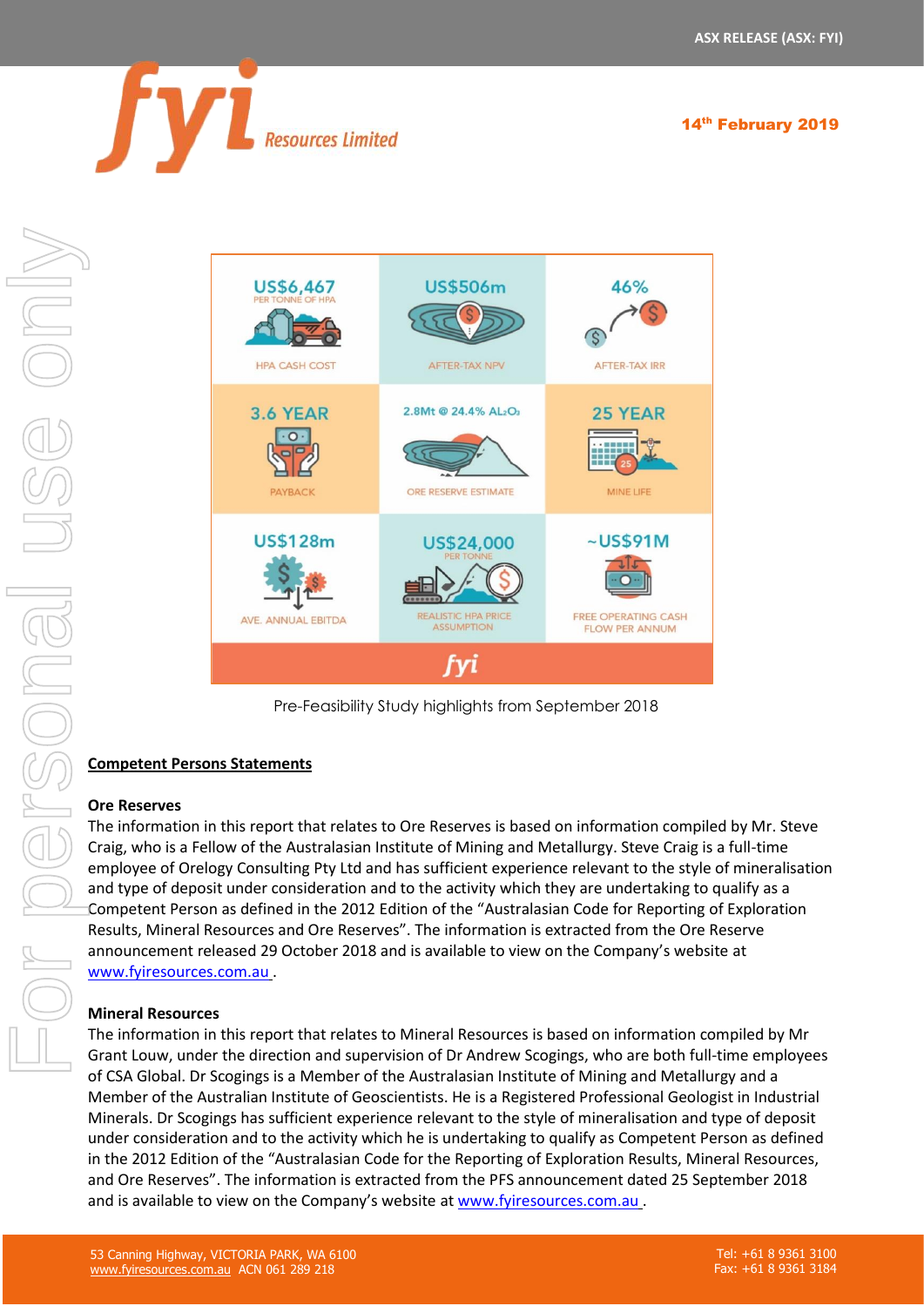| US$6,467 PER TONNE OF HPA HPA CASH COST | US$506m AFTER-TAX NPV | 46% AFTER-TAX IRR |
|---|---|---|
| 3.6 YEAR PAYBACK | 2.8Mt @ 24.4% $Al_2O_3$ ORE RESERVE ESTIMATE | 25 YEAR MINE LIFE |
| US$128m AVE. ANNUAL EBITDA | US$24,000 PER TONNE REALISTIC HPA PRICE ASSUMPTION | ~US$91M FREE OPERATING CASH FLOW PER ANNUM |

Pre-Feasibility Study highlights from September 2018

## Competent Persons Statements

### Ore Reserves

The information in this report that relates to Ore Reserves is based on information compiled by Mr. Steve Craig, who is a Fellow of the Australasian Institute of Mining and Metallurgy. Steve Craig is a full-time employee of Orelogy Consulting Pty Ltd and has sufficient experience relevant to the style of mineralisation and type of deposit under consideration and to the activity which they are undertaking to qualify as a Competent Person as defined in the 2012 Edition of the "Australasian Code for Reporting of Exploration Results, Mineral Resources and Ore Reserves". The information is extracted from the Ore Reserve announcement released 29 October 2018 and is available to view on the Company's website at www.fyiresources.com.au .

### Mineral Resources

The information in this report that relates to Mineral Resources is based on information compiled by Mr Grant Louw, under the direction and supervision of Dr Andrew Scogings, who are both full-time employees of CSA Global. Dr Scogings is a Member of the Australasian Institute of Mining and Metallurgy and a Member of the Australian Institute of Geoscientists. He is a Registered Professional Geologist in Industrial Minerals. Dr Scogings has sufficient experience relevant to the style of mineralisation and type of deposit under consideration and to the activity which he is undertaking to qualify as Competent Person as defined in the 2012 Edition of the "Australasian Code for the Reporting of Exploration Results, Mineral Resources, and Ore Reserves". The information is extracted from the PFS announcement dated 25 September 2018 and is available to view on the Company's website at www.fyiresources.com.au .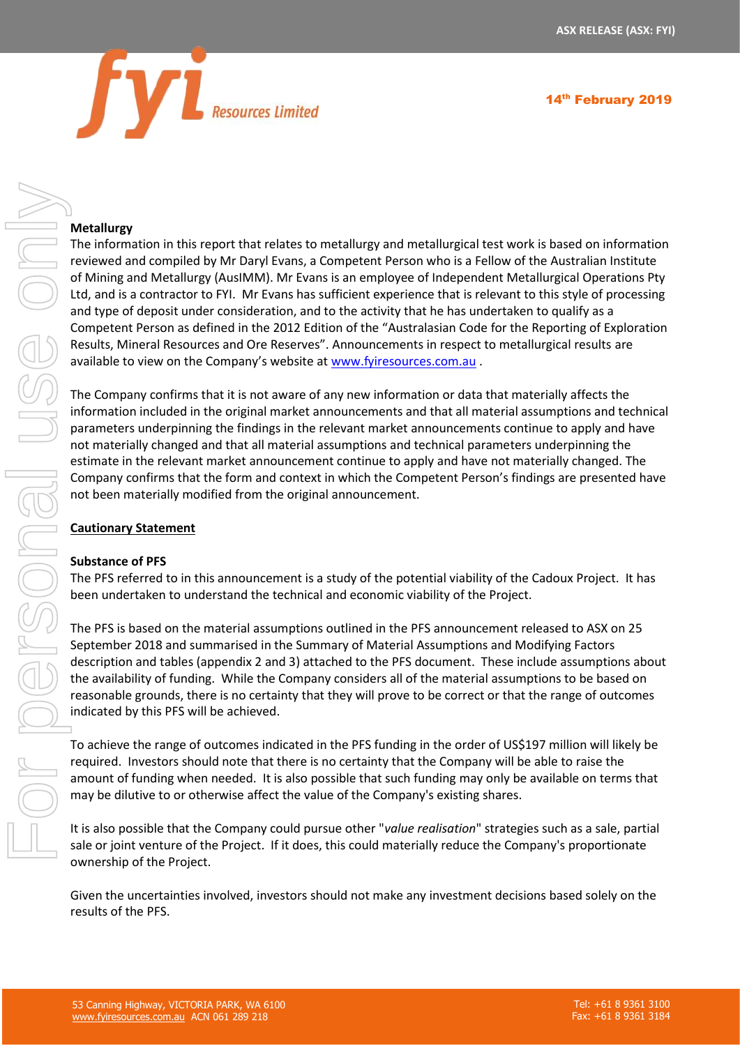**Metallurgy**

The information in this report that relates to metallurgy and metallurgical test work is based on information reviewed and compiled by Mr Daryl Evans, a Competent Person who is a Fellow of the Australian Institute of Mining and Metallurgy (AusIMM). Mr Evans is an employee of Independent Metallurgical Operations Pty Ltd, and is a contractor to FYI. Mr Evans has sufficient experience that is relevant to this style of processing and type of deposit under consideration, and to the activity that he has undertaken to qualify as a Competent Person as defined in the 2012 Edition of the "Australasian Code for the Reporting of Exploration Results, Mineral Resources and Ore Reserves". Announcements in respect to metallurgical results are available to view on the Company's website at www.fyiresources.com.au .

The Company confirms that it is not aware of any new information or data that materially affects the information included in the original market announcements and that all material assumptions and technical parameters underpinning the findings in the relevant market announcements continue to apply and have not materially changed and that all material assumptions and technical parameters underpinning the estimate in the relevant market announcement continue to apply and have not materially changed. The Company confirms that the form and context in which the Competent Person's findings are presented have not been materially modified from the original announcement.

**Cautionary Statement**

**Substance of PFS**

The PFS referred to in this announcement is a study of the potential viability of the Cadoux Project. It has been undertaken to understand the technical and economic viability of the Project.

The PFS is based on the material assumptions outlined in the PFS announcement released to ASX on 25 September 2018 and summarised in the Summary of Material Assumptions and Modifying Factors description and tables (appendix 2 and 3) attached to the PFS document. These include assumptions about the availability of funding. While the Company considers all of the material assumptions to be based on reasonable grounds, there is no certainty that they will prove to be correct or that the range of outcomes indicated by this PFS will be achieved.

To achieve the range of outcomes indicated in the PFS funding in the order of US$197 million will likely be required. Investors should note that there is no certainty that the Company will be able to raise the amount of funding when needed. It is also possible that such funding may only be available on terms that may be dilutive to or otherwise affect the value of the Company's existing shares.

It is also possible that the Company could pursue other "*value realisation*" strategies such as a sale, partial sale or joint venture of the Project. If it does, this could materially reduce the Company's proportionate ownership of the Project.

Given the uncertainties involved, investors should not make any investment decisions based solely on the results of the PFS.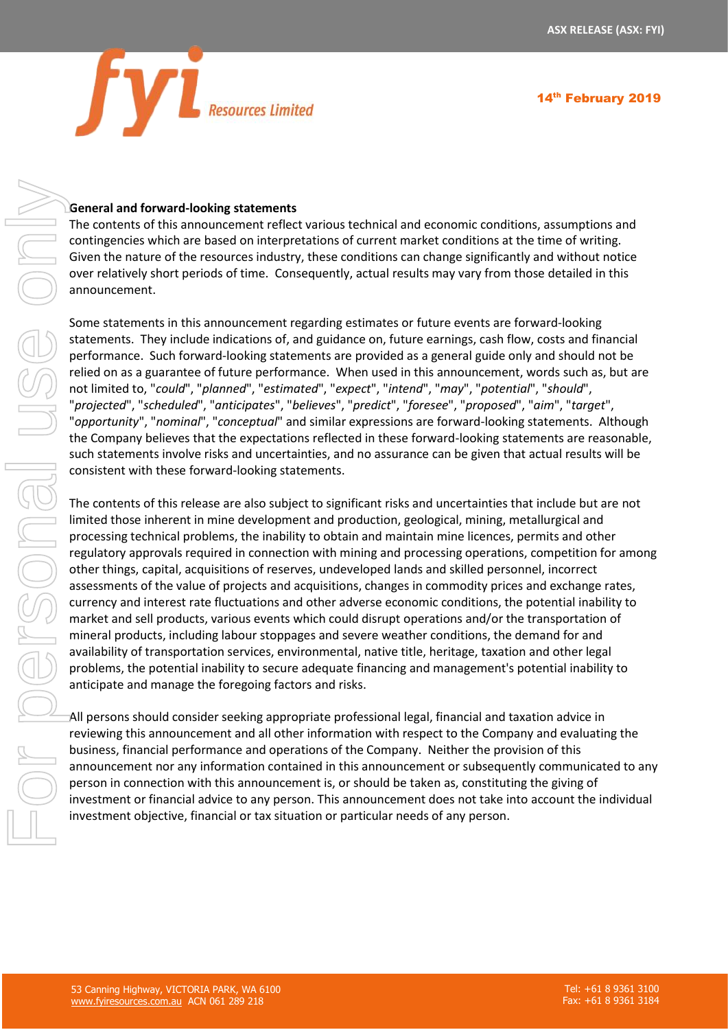## General and forward-looking statements

The contents of this announcement reflect various technical and economic conditions, assumptions and contingencies which are based on interpretations of current market conditions at the time of writing. Given the nature of the resources industry, these conditions can change significantly and without notice over relatively short periods of time. Consequently, actual results may vary from those detailed in this announcement.

Some statements in this announcement regarding estimates or future events are forward-looking statements. They include indications of, and guidance on, future earnings, cash flow, costs and financial performance. Such forward-looking statements are provided as a general guide only and should not be relied on as a guarantee of future performance. When used in this announcement, words such as, but are not limited to, "*could*", "*planned*", "*estimated*", "*expect*", "*intend*", "*may*", "*potential*", "*should*", "*projected*", "*scheduled*", "*anticipates*", "*believes*", "*predict*", "*foresee*", "*proposed*", "*aim*", "*target*", "*opportunity*", "*nominal*", "*conceptual*" and similar expressions are forward-looking statements. Although the Company believes that the expectations reflected in these forward-looking statements are reasonable, such statements involve risks and uncertainties, and no assurance can be given that actual results will be consistent with these forward-looking statements.

The contents of this release are also subject to significant risks and uncertainties that include but are not limited those inherent in mine development and production, geological, mining, metallurgical and processing technical problems, the inability to obtain and maintain mine licences, permits and other regulatory approvals required in connection with mining and processing operations, competition for among other things, capital, acquisitions of reserves, undeveloped lands and skilled personnel, incorrect assessments of the value of projects and acquisitions, changes in commodity prices and exchange rates, currency and interest rate fluctuations and other adverse economic conditions, the potential inability to market and sell products, various events which could disrupt operations and/or the transportation of mineral products, including labour stoppages and severe weather conditions, the demand for and availability of transportation services, environmental, native title, heritage, taxation and other legal problems, the potential inability to secure adequate financing and management's potential inability to anticipate and manage the foregoing factors and risks.

All persons should consider seeking appropriate professional legal, financial and taxation advice in reviewing this announcement and all other information with respect to the Company and evaluating the business, financial performance and operations of the Company. Neither the provision of this announcement nor any information contained in this announcement or subsequently communicated to any person in connection with this announcement is, or should be taken as, constituting the giving of investment or financial advice to any person. This announcement does not take into account the individual investment objective, financial or tax situation or particular needs of any person.